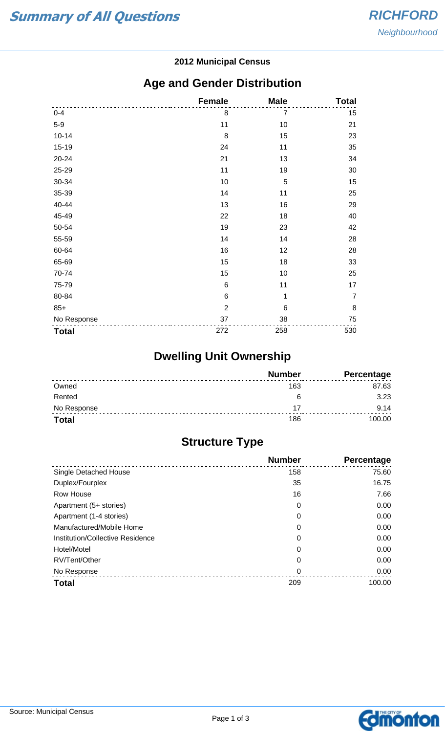# Summary of All Questions

**RICHFORD**
*Neighbourhood*

**2012 Municipal Census**

## Age and Gender Distribution

| | Female | Male | Total |
|---|---|---|---|
| 0-4 | 8 | 7 | 15 |
| 5-9 | 11 | 10 | 21 |
| 10-14 | 8 | 15 | 23 |
| 15-19 | 24 | 11 | 35 |
| 20-24 | 21 | 13 | 34 |
| 25-29 | 11 | 19 | 30 |
| 30-34 | 10 | 5 | 15 |
| 35-39 | 14 | 11 | 25 |
| 40-44 | 13 | 16 | 29 |
| 45-49 | 22 | 18 | 40 |
| 50-54 | 19 | 23 | 42 |
| 55-59 | 14 | 14 | 28 |
| 60-64 | 16 | 12 | 28 |
| 65-69 | 15 | 18 | 33 |
| 70-74 | 15 | 10 | 25 |
| 75-79 | 6 | 11 | 17 |
| 80-84 | 6 | 1 | 7 |
| 85+ | 2 | 6 | 8 |
| No Response | 37 | 38 | 75 |
| **Total** | 272 | 258 | 530 |

## Dwelling Unit Ownership

| | Number | Percentage |
|---|---|---|
| Owned | 163 | 87.63 |
| Rented | 6 | 3.23 |
| No Response | 17 | 9.14 |
| **Total** | 186 | 100.00 |

## Structure Type

| | Number | Percentage |
|---|---|---|
| Single Detached House | 158 | 75.60 |
| Duplex/Fourplex | 35 | 16.75 |
| Row House | 16 | 7.66 |
| Apartment (5+ stories) | 0 | 0.00 |
| Apartment (1-4 stories) | 0 | 0.00 |
| Manufactured/Mobile Home | 0 | 0.00 |
| Institution/Collective Residence | 0 | 0.00 |
| Hotel/Motel | 0 | 0.00 |
| RV/Tent/Other | 0 | 0.00 |
| No Response | 0 | 0.00 |
| **Total** | 209 | 100.00 |

Source: Municipal Census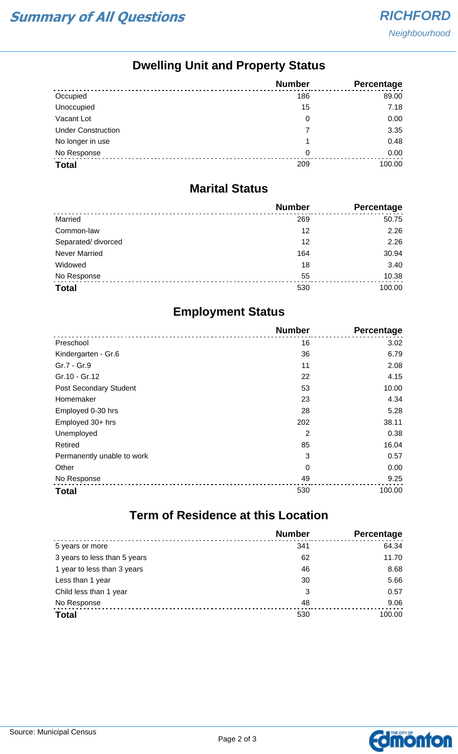# Summary of All Questions

## RICHFORD
*Neighbourhood*

## Dwelling Unit and Property Status

| | Number | Percentage |
|---|---|---|
| Occupied | 186 | 89.00 |
| Unoccupied | 15 | 7.18 |
| Vacant Lot | 0 | 0.00 |
| Under Construction | 7 | 3.35 |
| No longer in use | 1 | 0.48 |
| No Response | 0 | 0.00 |
| **Total** | 209 | 100.00 |

## Marital Status

| | Number | Percentage |
|---|---|---|
| Married | 269 | 50.75 |
| Common-law | 12 | 2.26 |
| Separated/ divorced | 12 | 2.26 |
| Never Married | 164 | 30.94 |
| Widowed | 18 | 3.40 |
| No Response | 55 | 10.38 |
| **Total** | 530 | 100.00 |

## Employment Status

| | Number | Percentage |
|---|---|---|
| Preschool | 16 | 3.02 |
| Kindergarten - Gr.6 | 36 | 6.79 |
| Gr.7 - Gr.9 | 11 | 2.08 |
| Gr.10 - Gr.12 | 22 | 4.15 |
| Post Secondary Student | 53 | 10.00 |
| Homemaker | 23 | 4.34 |
| Employed 0-30 hrs | 28 | 5.28 |
| Employed 30+ hrs | 202 | 38.11 |
| Unemployed | 2 | 0.38 |
| Retired | 85 | 16.04 |
| Permanently unable to work | 3 | 0.57 |
| Other | 0 | 0.00 |
| No Response | 49 | 9.25 |
| **Total** | 530 | 100.00 |

## Term of Residence at this Location

| | Number | Percentage |
|---|---|---|
| 5 years or more | 341 | 64.34 |
| 3 years to less than 5 years | 62 | 11.70 |
| 1 year to less than 3 years | 46 | 8.68 |
| Less than 1 year | 30 | 5.66 |
| Child less than 1 year | 3 | 0.57 |
| No Response | 48 | 9.06 |
| **Total** | 530 | 100.00 |

Source: Municipal Census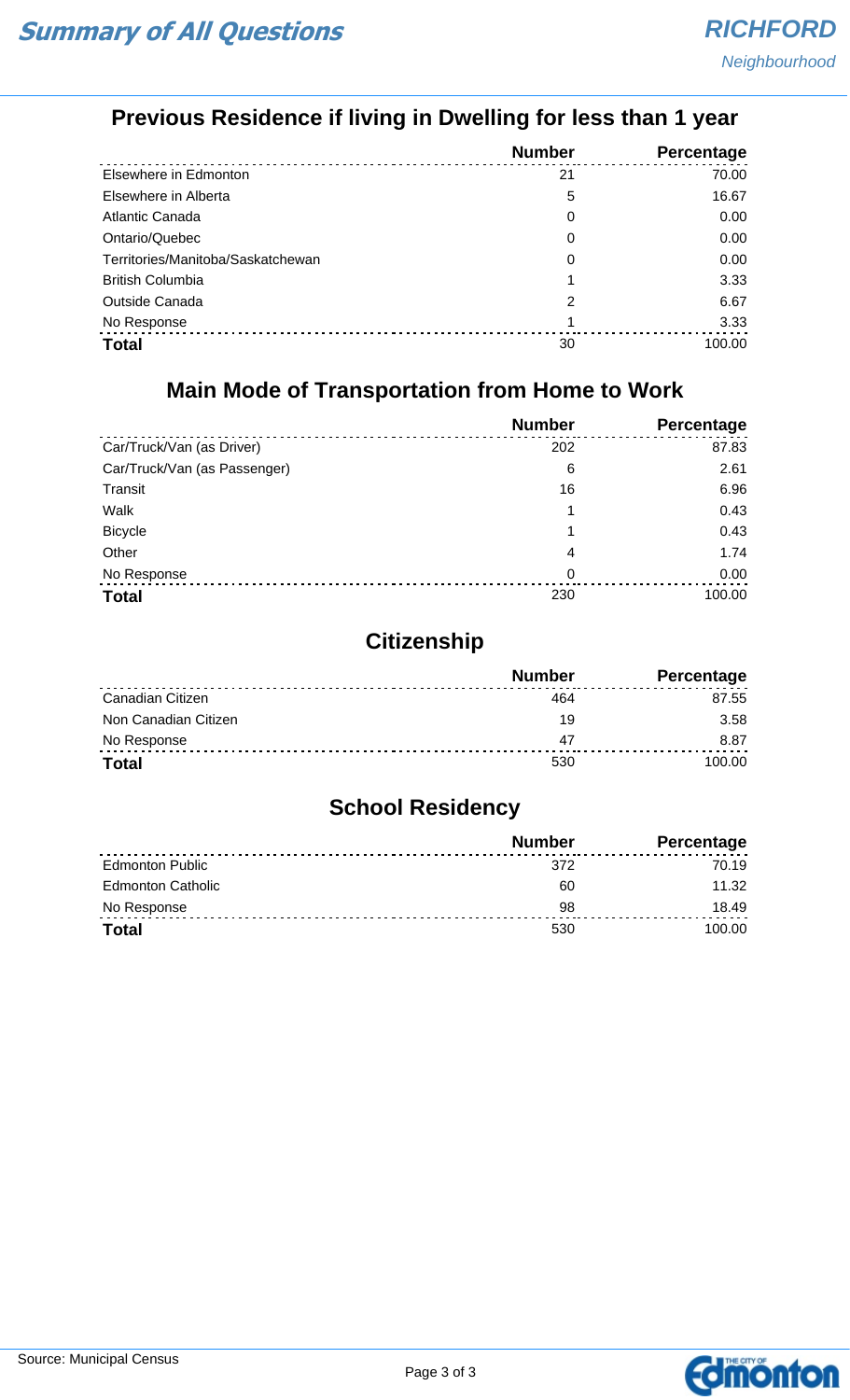# Summary of All Questions

**RICHFORD**
*Neighbourhood*

## Previous Residence if living in Dwelling for less than 1 year

| | Number | Percentage |
|---|---|---|
| Elsewhere in Edmonton | 21 | 70.00 |
| Elsewhere in Alberta | 5 | 16.67 |
| Atlantic Canada | 0 | 0.00 |
| Ontario/Quebec | 0 | 0.00 |
| Territories/Manitoba/Saskatchewan | 0 | 0.00 |
| British Columbia | 1 | 3.33 |
| Outside Canada | 2 | 6.67 |
| No Response | 1 | 3.33 |
| **Total** | 30 | 100.00 |

## Main Mode of Transportation from Home to Work

| | Number | Percentage |
|---|---|---|
| Car/Truck/Van (as Driver) | 202 | 87.83 |
| Car/Truck/Van (as Passenger) | 6 | 2.61 |
| Transit | 16 | 6.96 |
| Walk | 1 | 0.43 |
| Bicycle | 1 | 0.43 |
| Other | 4 | 1.74 |
| No Response | 0 | 0.00 |
| **Total** | 230 | 100.00 |

## Citizenship

| | Number | Percentage |
|---|---|---|
| Canadian Citizen | 464 | 87.55 |
| Non Canadian Citizen | 19 | 3.58 |
| No Response | 47 | 8.87 |
| **Total** | 530 | 100.00 |

## School Residency

| | Number | Percentage |
|---|---|---|
| Edmonton Public | 372 | 70.19 |
| Edmonton Catholic | 60 | 11.32 |
| No Response | 98 | 18.49 |
| **Total** | 530 | 100.00 |

Source: Municipal Census